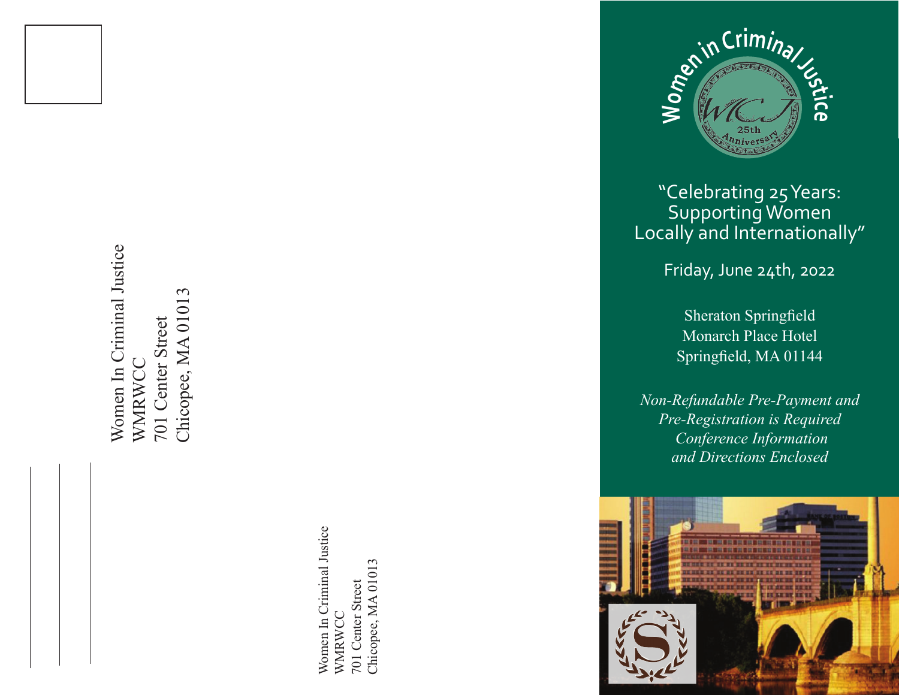Women In Criminal Justice
WMRWCC
701 Center Street
Chicopee, MA 01013

Women In Criminal Justice
WMRWCC
701 Center Street
Chicopee, MA 01013

# Women in Criminal Justice

WICJ 25th Anniversary

## "Celebrating 25 Years: Supporting Women Locally and Internationally"

Friday, June 24th, 2022

Sheraton Springfield
Monarch Place Hotel
Springfield, MA 01144

*Non-Refundable Pre-Payment and Pre-Registration is Required*
*Conference Information and Directions Enclosed*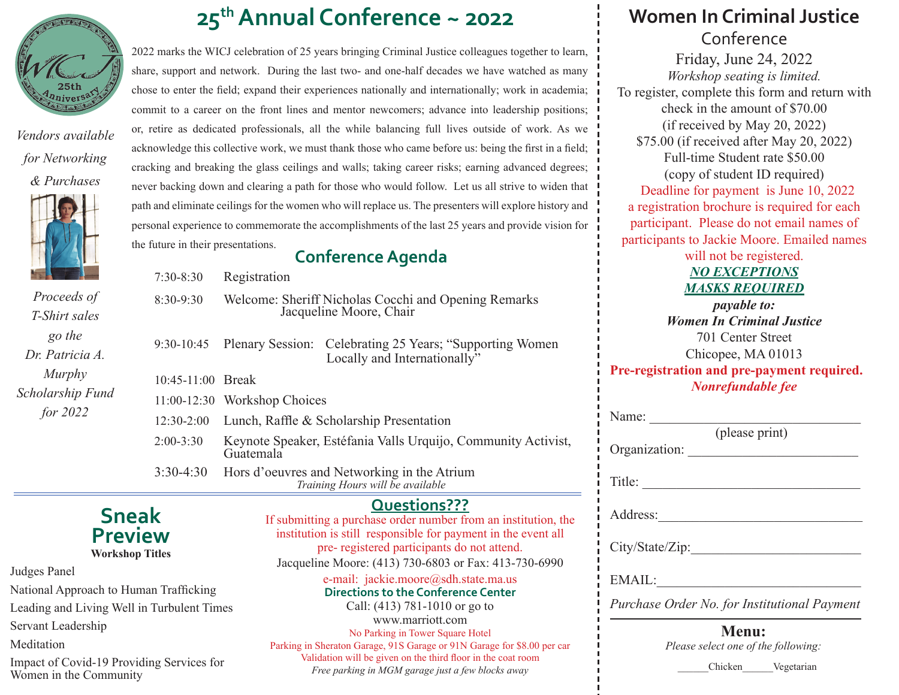# 25th Annual Conference ~ 2022

2022 marks the WICJ celebration of 25 years bringing Criminal Justice colleagues together to learn, share, support and network. During the last two- and one-half decades we have watched as many chose to enter the field; expand their experiences nationally and internationally; work in academia; commit to a career on the front lines and mentor newcomers; advance into leadership positions; or, retire as dedicated professionals, all the while balancing full lives outside of work. As we acknowledge this collective work, we must thank those who came before us: being the first in a field; cracking and breaking the glass ceilings and walls; taking career risks; earning advanced degrees; never backing down and clearing a path for those who would follow. Let us all strive to widen that path and eliminate ceilings for the women who will replace us. The presenters will explore history and personal experience to commemorate the accomplishments of the last 25 years and provide vision for the future in their presentations.

*Vendors available for Networking & Purchases*

*Proceeds of T-Shirt sales go the Dr. Patricia A. Murphy Scholarship Fund for 2022*

## Conference Agenda

| | |
|---|---|
| 7:30-8:30 | Registration |
| 8:30-9:30 | Welcome: Sheriff Nicholas Cocchi and Opening Remarks Jacqueline Moore, Chair |
| 9:30-10:45 | Plenary Session: Celebrating 25 Years; "Supporting Women Locally and Internationally" |
| 10:45-11:00 | Break |
| 11:00-12:30 | Workshop Choices |
| 12:30-2:00 | Lunch, Raffle & Scholarship Presentation |
| 2:00-3:30 | Keynote Speaker, Estéfania Valls Urquijo, Community Activist, Guatemala |
| 3:30-4:30 | Hors d'oeuvres and Networking in the Atrium |

*Training Hours will be available*

## Sneak Preview

**Workshop Titles**

- Judges Panel
- National Approach to Human Trafficking
- Leading and Living Well in Turbulent Times
- Servant Leadership
- Meditation
- Impact of Covid-19 Providing Services for Women in the Community

## Questions???

If submitting a purchase order number from an institution, the institution is still responsible for payment in the event all pre- registered participants do not attend.

Jacqueline Moore: (413) 730-6803 or Fax: 413-730-6990

e-mail: jackie.moore@sdh.state.ma.us

**Directions to the Conference Center**

Call: (413) 781-1010 or go to www.marriott.com

No Parking in Tower Square Hotel

Parking in Sheraton Garage, 91S Garage or 91N Garage for $8.00 per car

Validation will be given on the third floor in the coat room

*Free parking in MGM garage just a few blocks away*

## Women In Criminal Justice Conference

Friday, June 24, 2022

*Workshop seating is limited.*

To register, complete this form and return with check in the amount of $70.00 (if received by May 20, 2022)

$75.00 (if received after May 20, 2022)

Full-time Student rate $50.00 (copy of student ID required)

Deadline for payment is June 10, 2022 a registration brochure is required for each participant. Please do not email names of participants to Jackie Moore. Emailed names will not be registered.

***NO EXCEPTIONS***

***MASKS REQUIRED***

***payable to:***

***Women In Criminal Justice***

701 Center Street

Chicopee, MA 01013

**Pre-registration and pre-payment required.**

***Nonrefundable fee***

Name: ______________________________
(please print)

Organization: ______________________________

Title: ______________________________

Address: ______________________________

City/State/Zip: ______________________________

EMAIL: ______________________________

*Purchase Order No. for Institutional Payment*

______________________________

**Menu:**

*Please select one of the following:*

______Chicken______Vegetarian